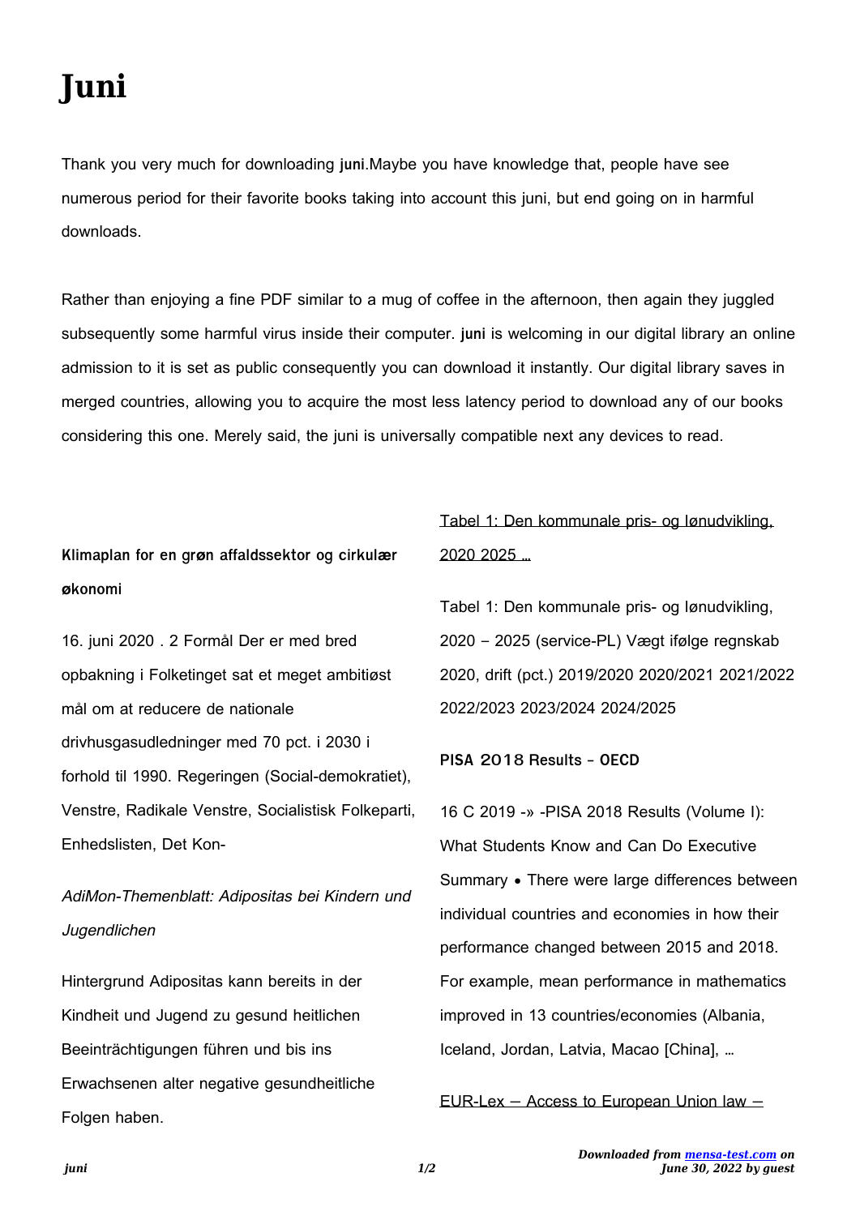# Juni

Thank you very much for downloading **juni**.Maybe you have knowledge that, people have see numerous period for their favorite books taking into account this juni, but end going on in harmful downloads.

Rather than enjoying a fine PDF similar to a mug of coffee in the afternoon, then again they juggled subsequently some harmful virus inside their computer. **juni** is welcoming in our digital library an online admission to it is set as public consequently you can download it instantly. Our digital library saves in merged countries, allowing you to acquire the most less latency period to download any of our books considering this one. Merely said, the juni is universally compatible next any devices to read.

**Klimaplan for en grøn affaldssektor og cirkulær økonomi**

16. juni 2020 . 2 Formål Der er med bred opbakning i Folketinget sat et meget ambitiøst mål om at reducere de nationale drivhusgasudledninger med 70 pct. i 2030 i forhold til 1990. Regeringen (Social-demokratiet), Venstre, Radikale Venstre, Socialistisk Folkeparti, Enhedslisten, Det Kon-

*AdiMon-Themenblatt: Adipositas bei Kindern und Jugendlichen*

Hintergrund Adipositas kann bereits in der Kindheit und Jugend zu gesund heitlichen Beeinträchtigungen führen und bis ins Erwachsenen alter negative gesundheitliche Folgen haben.

Tabel 1: Den kommunale pris- og lønudvikling, 2020 2025 …

Tabel 1: Den kommunale pris- og lønudvikling, 2020 – 2025 (service-PL) Vægt ifølge regnskab 2020, drift (pct.) 2019/2020 2020/2021 2021/2022 2022/2023 2023/2024 2024/2025

**PISA 2018 Results - OECD**

16 C 2019 -» -PISA 2018 Results (Volume I): What Students Know and Can Do Executive Summary • There were large differences between individual countries and economies in how their performance changed between 2015 and 2018. For example, mean performance in mathematics improved in 13 countries/economies (Albania, Iceland, Jordan, Latvia, Macao [China], …

EUR-Lex — Access to European Union law —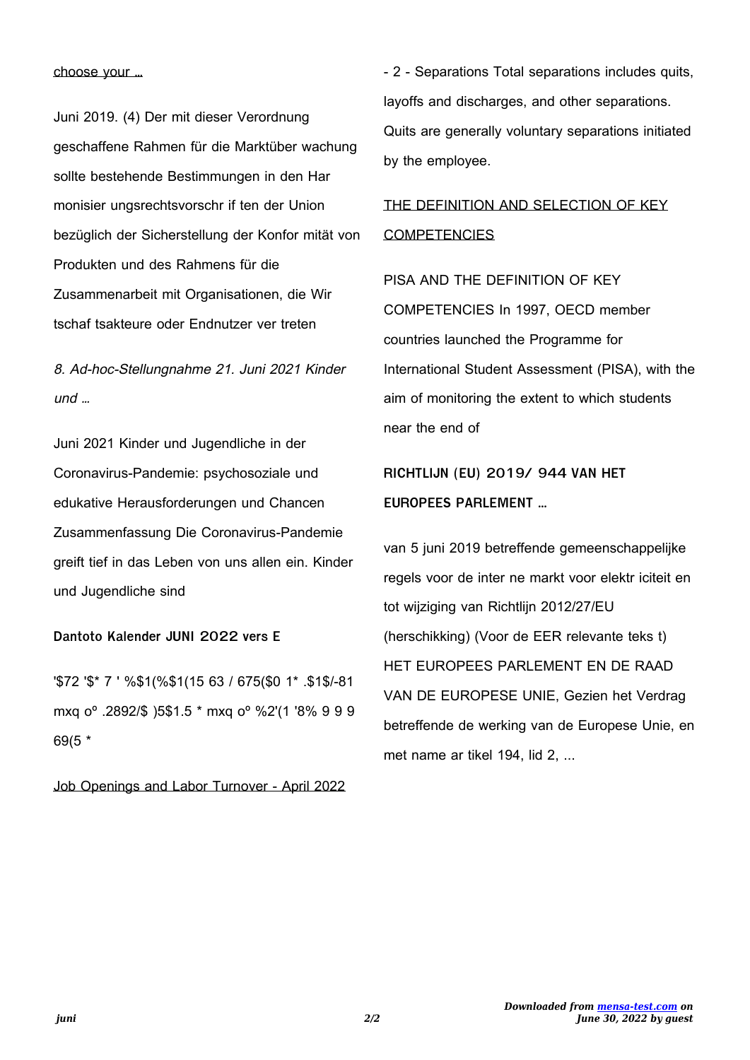[choose your …]()

Juni 2019. (4) Der mit dieser Verordnung geschaffene Rahmen für die Marktüber wachung sollte bestehende Bestimmungen in den Har monisier ungsrechtsvorschr if ten der Union bezüglich der Sicherstellung der Konfor mität von Produkten und des Rahmens für die Zusammenarbeit mit Organisationen, die Wir tschaf tsakteure oder Endnutzer ver treten

*8. Ad-hoc-Stellungnahme 21. Juni 2021 Kinder und …*

Juni 2021 Kinder und Jugendliche in der Coronavirus-Pandemie: psychosoziale und edukative Herausforderungen und Chancen Zusammenfassung Die Coronavirus-Pandemie greift tief in das Leben von uns allen ein. Kinder und Jugendliche sind

**Dantoto Kalender JUNI 2022 vers E**

'$72 '$* 7 ' %$1(%$1(15 63 / 675($0 1* .$1$/-81 mxq oº .2892/$ )5$1.5 * mxq oº %2'(1 '8% 9 9 9 69(5 *

[Job Openings and Labor Turnover - April 2022]()

- 2 - Separations Total separations includes quits, layoffs and discharges, and other separations. Quits are generally voluntary separations initiated by the employee.

[THE DEFINITION AND SELECTION OF KEY COMPETENCIES]()

PISA AND THE DEFINITION OF KEY COMPETENCIES In 1997, OECD member countries launched the Programme for International Student Assessment (PISA), with the aim of monitoring the extent to which students near the end of

**RICHTLIJN (EU) 2019/ 944 VAN HET EUROPEES PARLEMENT …**

van 5 juni 2019 betreffende gemeenschappelijke regels voor de inter ne markt voor elektr iciteit en tot wijziging van Richtlijn 2012/27/EU (herschikking) (Voor de EER relevante teks t) HET EUROPEES PARLEMENT EN DE RAAD VAN DE EUROPESE UNIE, Gezien het Verdrag betreffende de werking van de Europese Unie, en met name ar tikel 194, lid 2, ...